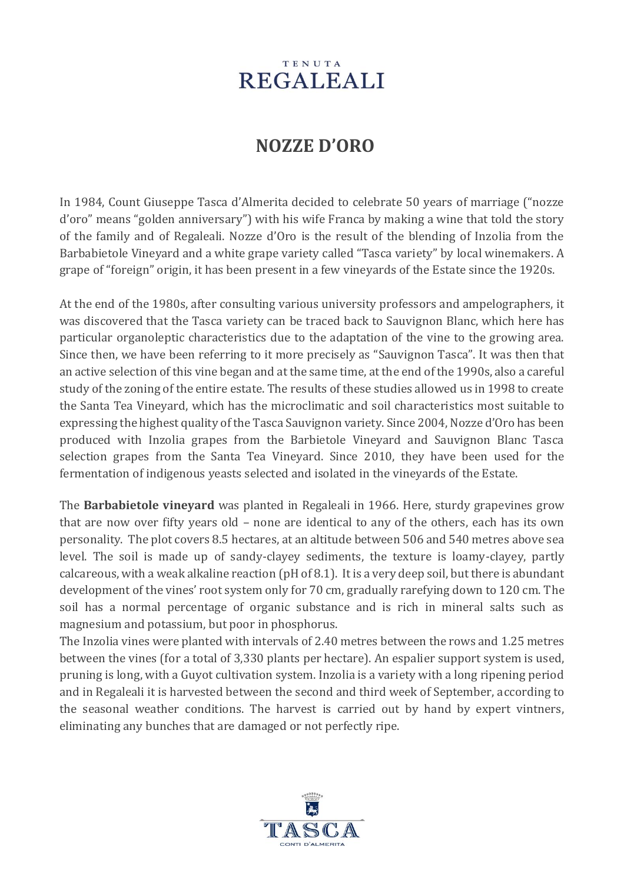TENUTA
REGALEALI

# NOZZE D'ORO

In 1984, Count Giuseppe Tasca d'Almerita decided to celebrate 50 years of marriage ("nozze d'oro" means "golden anniversary") with his wife Franca by making a wine that told the story of the family and of Regaleali. Nozze d'Oro is the result of the blending of Inzolia from the Barbabietole Vineyard and a white grape variety called "Tasca variety" by local winemakers. A grape of "foreign" origin, it has been present in a few vineyards of the Estate since the 1920s.

At the end of the 1980s, after consulting various university professors and ampelographers, it was discovered that the Tasca variety can be traced back to Sauvignon Blanc, which here has particular organoleptic characteristics due to the adaptation of the vine to the growing area. Since then, we have been referring to it more precisely as "Sauvignon Tasca". It was then that an active selection of this vine began and at the same time, at the end of the 1990s, also a careful study of the zoning of the entire estate. The results of these studies allowed us in 1998 to create the Santa Tea Vineyard, which has the microclimatic and soil characteristics most suitable to expressing the highest quality of the Tasca Sauvignon variety. Since 2004, Nozze d'Oro has been produced with Inzolia grapes from the Barbietole Vineyard and Sauvignon Blanc Tasca selection grapes from the Santa Tea Vineyard. Since 2010, they have been used for the fermentation of indigenous yeasts selected and isolated in the vineyards of the Estate.

The **Barbabietole vineyard** was planted in Regaleali in 1966. Here, sturdy grapevines grow that are now over fifty years old – none are identical to any of the others, each has its own personality. The plot covers 8.5 hectares, at an altitude between 506 and 540 metres above sea level. The soil is made up of sandy-clayey sediments, the texture is loamy-clayey, partly calcareous, with a weak alkaline reaction (pH of 8.1). It is a very deep soil, but there is abundant development of the vines' root system only for 70 cm, gradually rarefying down to 120 cm. The soil has a normal percentage of organic substance and is rich in mineral salts such as magnesium and potassium, but poor in phosphorus.
The Inzolia vines were planted with intervals of 2.40 metres between the rows and 1.25 metres between the vines (for a total of 3,330 plants per hectare). An espalier support system is used, pruning is long, with a Guyot cultivation system. Inzolia is a variety with a long ripening period and in Regaleali it is harvested between the second and third week of September, according to the seasonal weather conditions. The harvest is carried out by hand by expert vintners, eliminating any bunches that are damaged or not perfectly ripe.

TASCA
CONTI D'ALMERITA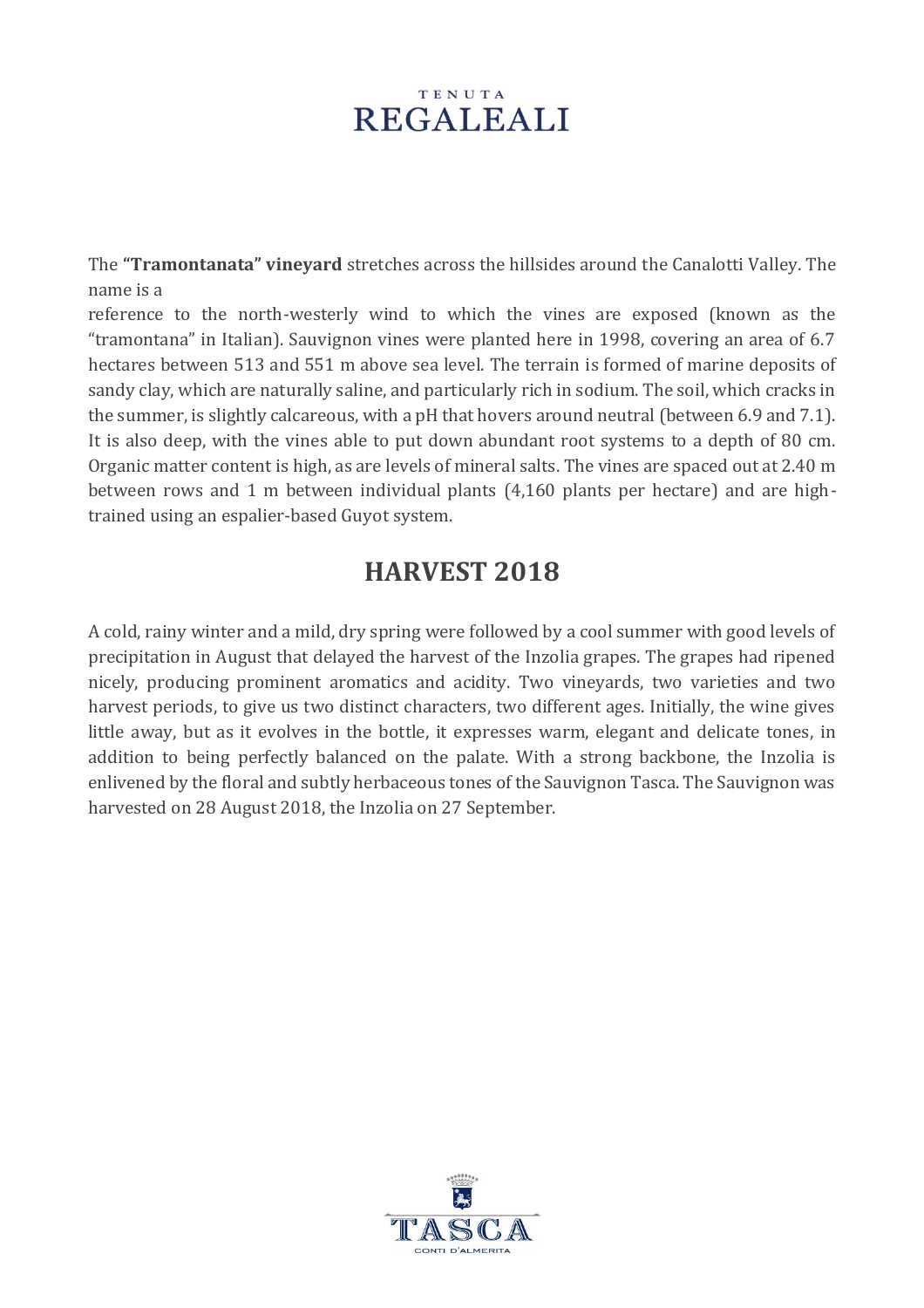The **"Tramontanata" vineyard** stretches across the hillsides around the Canalotti Valley. The name is a reference to the north-westerly wind to which the vines are exposed (known as the "tramontana" in Italian). Sauvignon vines were planted here in 1998, covering an area of 6.7 hectares between 513 and 551 m above sea level. The terrain is formed of marine deposits of sandy clay, which are naturally saline, and particularly rich in sodium. The soil, which cracks in the summer, is slightly calcareous, with a pH that hovers around neutral (between 6.9 and 7.1). It is also deep, with the vines able to put down abundant root systems to a depth of 80 cm. Organic matter content is high, as are levels of mineral salts. The vines are spaced out at 2.40 m between rows and 1 m between individual plants (4,160 plants per hectare) and are high-trained using an espalier-based Guyot system.

## HARVEST 2018

A cold, rainy winter and a mild, dry spring were followed by a cool summer with good levels of precipitation in August that delayed the harvest of the Inzolia grapes. The grapes had ripened nicely, producing prominent aromatics and acidity. Two vineyards, two varieties and two harvest periods, to give us two distinct characters, two different ages. Initially, the wine gives little away, but as it evolves in the bottle, it expresses warm, elegant and delicate tones, in addition to being perfectly balanced on the palate. With a strong backbone, the Inzolia is enlivened by the floral and subtly herbaceous tones of the Sauvignon Tasca. The Sauvignon was harvested on 28 August 2018, the Inzolia on 27 September.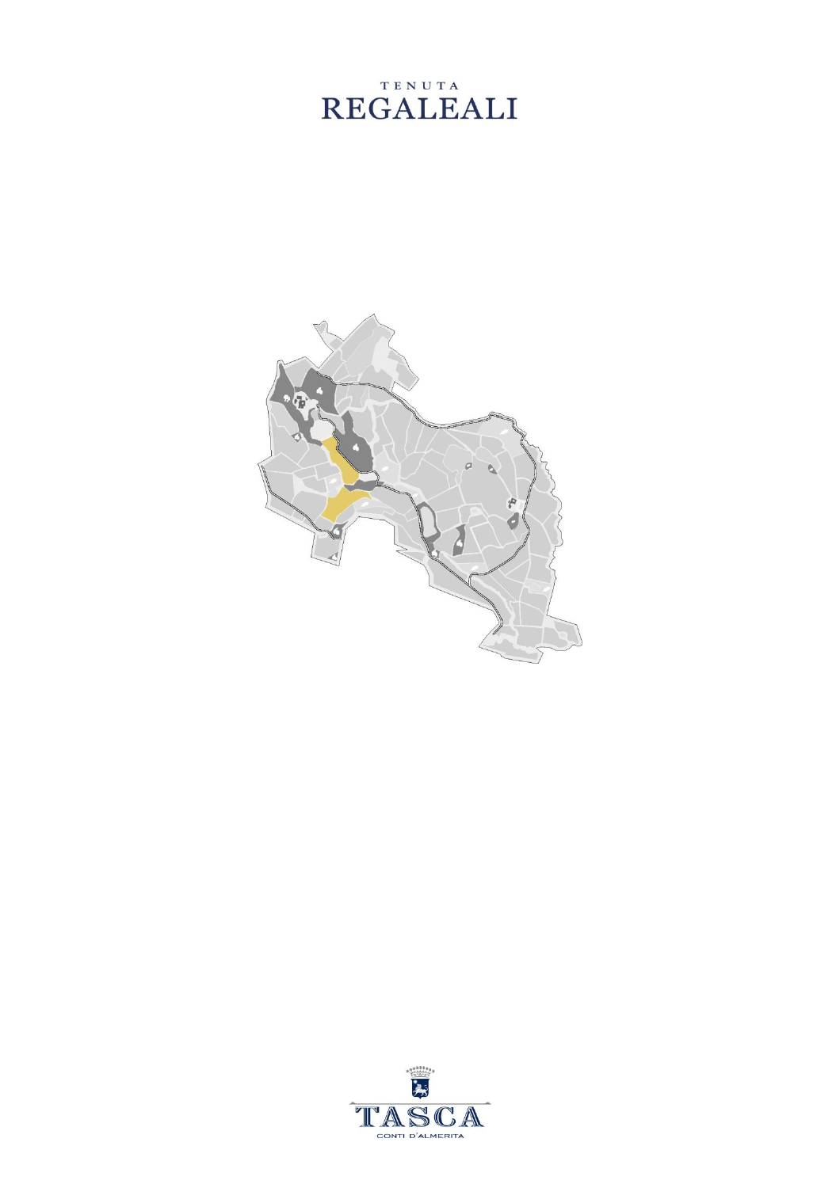TENUTA
# REGALEALI

TASCA

CONTI D'ALMERITA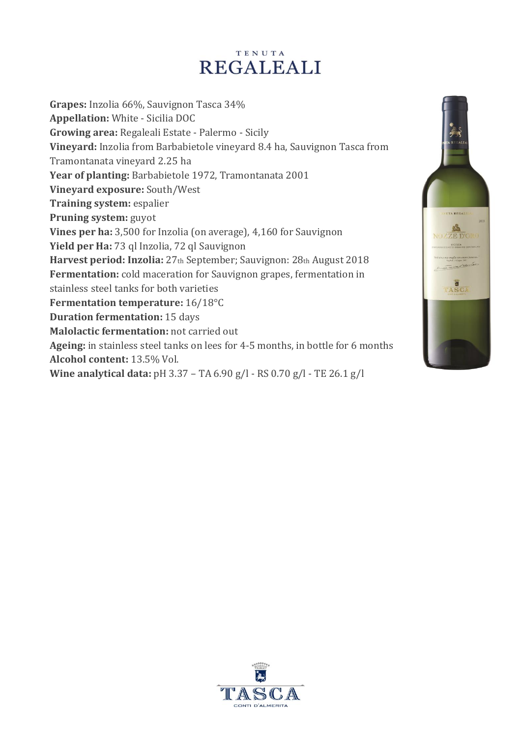# TENUTA REGALEALI

**Grapes:** Inzolia 66%, Sauvignon Tasca 34%
**Appellation:** White - Sicilia DOC
**Growing area:** Regaleali Estate - Palermo - Sicily
**Vineyard:** Inzolia from Barbabietole vineyard 8.4 ha, Sauvignon Tasca from Tramontanata vineyard 2.25 ha
**Year of planting:** Barbabietole 1972, Tramontanata 2001
**Vineyard exposure:** South/West
**Training system:** espalier
**Pruning system:** guyot
**Vines per ha:** 3,500 for Inzolia (on average), 4,160 for Sauvignon
**Yield per Ha:** 73 ql Inzolia, 72 ql Sauvignon
**Harvest period: Inzolia:** 27th September; Sauvignon: 28th August 2018
**Fermentation:** cold maceration for Sauvignon grapes, fermentation in stainless steel tanks for both varieties
**Fermentation temperature:** 16/18°C
**Duration fermentation:** 15 days
**Malolactic fermentation:** not carried out
**Ageing:** in stainless steel tanks on lees for 4-5 months, in bottle for 6 months
**Alcohol content:** 13.5% Vol.
**Wine analytical data:** pH 3.37 – TA 6.90 g/l - RS 0.70 g/l - TE 26.1 g/l

TASCA
CONTI D'ALMERITA